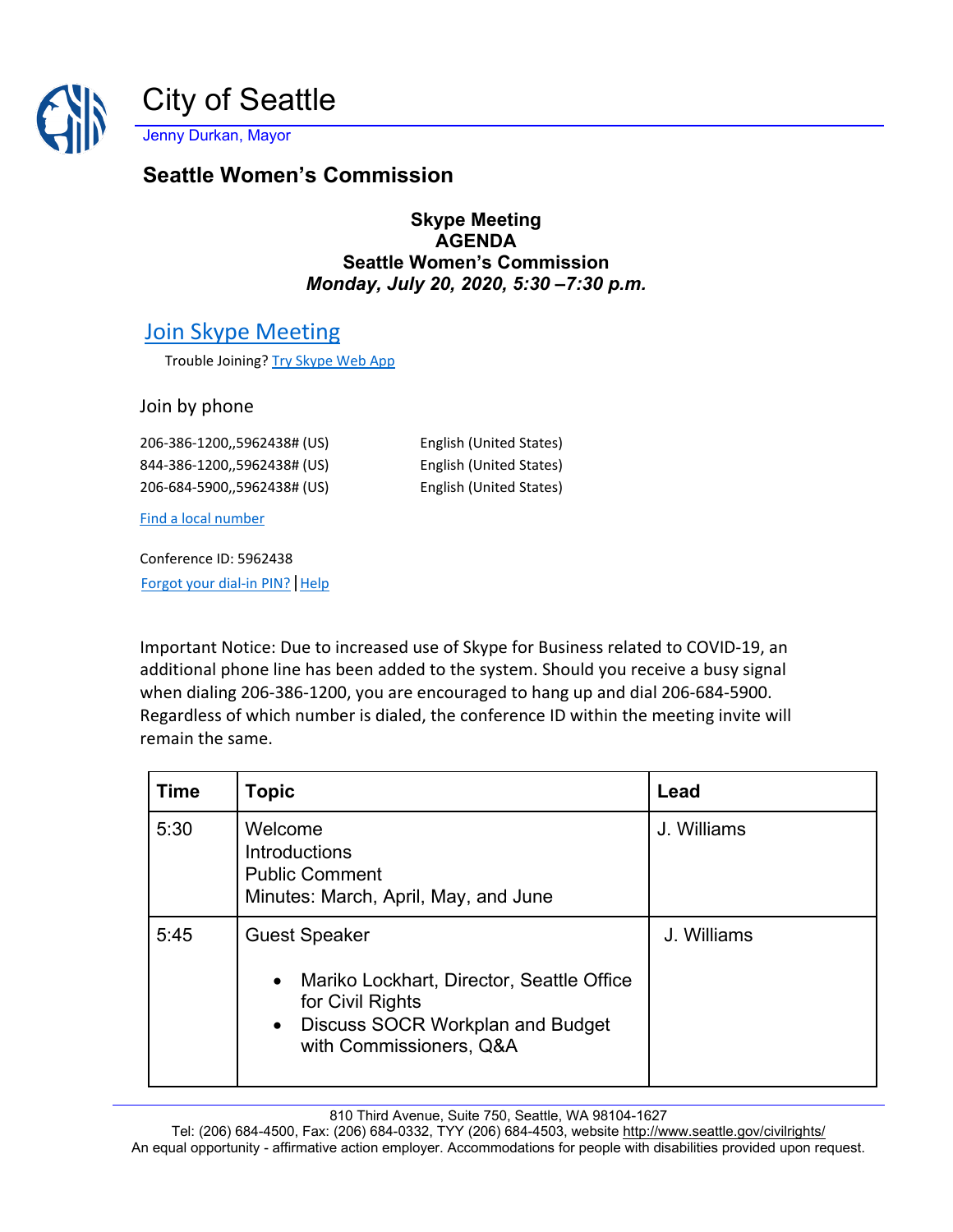# City of Seattle

Jenny Durkan, Mayor

## Seattle Women's Commission

**Skype Meeting**
**AGENDA**
**Seattle Women's Commission**
***Monday, July 20, 2020, 5:30 –7:30 p.m.***

## Join Skype Meeting

Trouble Joining? Try Skype Web App

### Join by phone

| | |
|---|---|
| 206-386-1200,,5962438# (US) | English (United States) |
| 844-386-1200,,5962438# (US) | English (United States) |
| 206-684-5900,,5962438# (US) | English (United States) |

Find a local number

Conference ID: 5962438

Forgot your dial-in PIN? | Help

Important Notice: Due to increased use of Skype for Business related to COVID-19, an additional phone line has been added to the system. Should you receive a busy signal when dialing 206-386-1200, you are encouraged to hang up and dial 206-684-5900. Regardless of which number is dialed, the conference ID within the meeting invite will remain the same.

| Time | Topic | Lead |
|---|---|---|
| 5:30 | Welcome<br>Introductions<br>Public Comment<br>Minutes: March, April, May, and June | J. Williams |
| 5:45 | Guest Speaker<br>• Mariko Lockhart, Director, Seattle Office for Civil Rights<br>• Discuss SOCR Workplan and Budget with Commissioners, Q&A | J. Williams |

810 Third Avenue, Suite 750, Seattle, WA 98104-1627
Tel: (206) 684-4500, Fax: (206) 684-0332, TYY (206) 684-4503, website http://www.seattle.gov/civilrights/
An equal opportunity - affirmative action employer. Accommodations for people with disabilities provided upon request.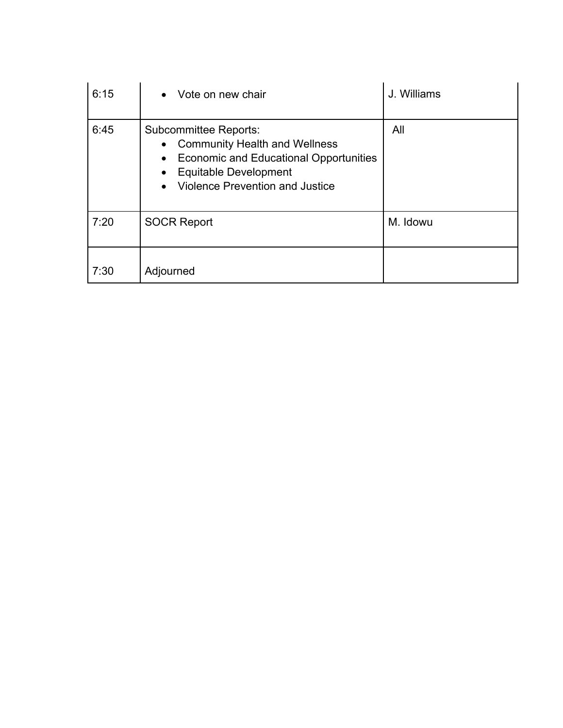| | | |
|---|---|---|
| 6:15 | • Vote on new chair | J. Williams |
| 6:45 | Subcommittee Reports:<br>• Community Health and Wellness<br>• Economic and Educational Opportunities<br>• Equitable Development<br>• Violence Prevention and Justice | All |
| 7:20 | SOCR Report | M. Idowu |
| 7:30 | Adjourned | |